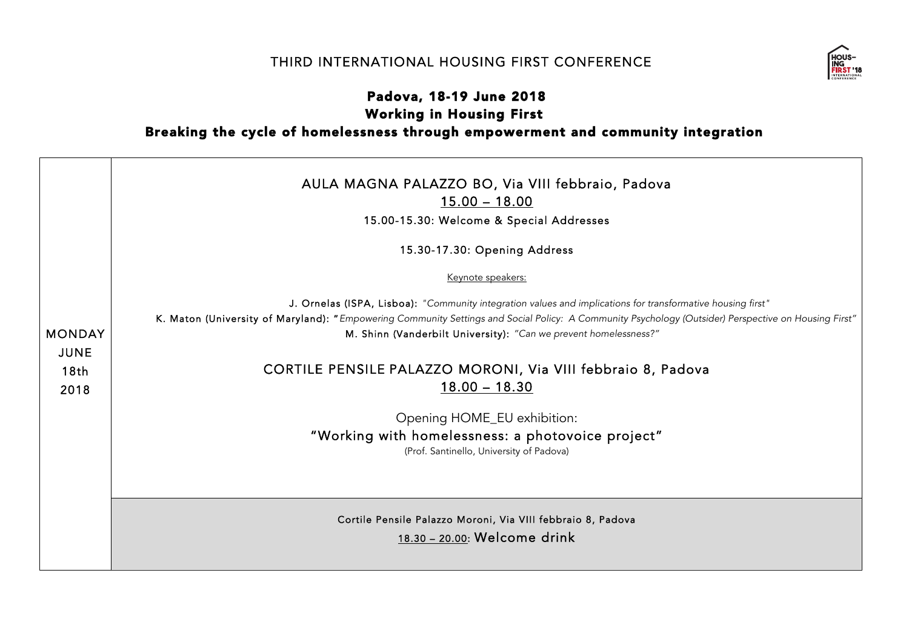# THIRD INTERNATIONAL HOUSING FIRST CONFERENCE

## Padova, 18-19 June 2018

## Working in Housing First

## Breaking the cycle of homelessness through empowerment and community integration

| | |
|---|---|
| MONDAY JUNE 18th 2018 | AULA MAGNA PALAZZO BO, Via VIII febbraio, Padova<br>15.00 – 18.00<br>15.00-15.30: Welcome & Special Addresses<br>15.30-17.30: Opening Address<br>Keynote speakers:<br>**J. Ornelas (ISPA, Lisboa):** *"Community integration values and implications for transformative housing first"*<br>**K. Maton (University of Maryland):** *"Empowering Community Settings and Social Policy: A Community Psychology (Outsider) Perspective on Housing First"*<br>**M. Shinn (Vanderbilt University):** *"Can we prevent homelessness?"*<br>CORTILE PENSILE PALAZZO MORONI, Via VIII febbraio 8, Padova<br>18.00 – 18.30<br>Opening HOME_EU exhibition:<br>"Working with homelessness: a photovoice project"<br>(Prof. Santinello, University of Padova) |
| | Cortile Pensile Palazzo Moroni, Via VIII febbraio 8, Padova<br>18.30 – 20.00: Welcome drink |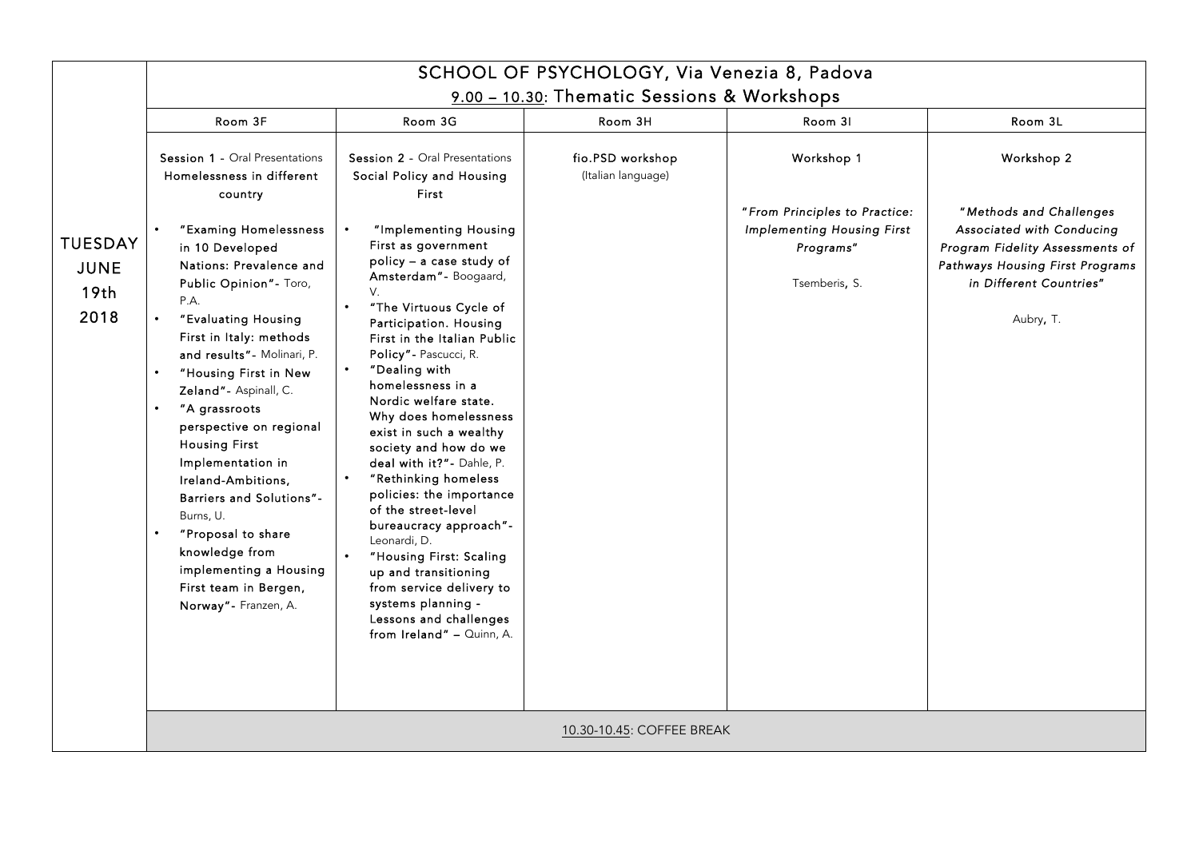| | SCHOOL OF PSYCHOLOGY, Via Venezia 8, Padova<br>9.00 – 10.30: Thematic Sessions & Workshops | | | | |
|---|---|---|---|---|---|
| | Room 3F | Room 3G | Room 3H | Room 3I | Room 3L |
| TUESDAY JUNE 19th 2018 | Session 1 - Oral Presentations<br>Homelessness in different country<br>• "Examing Homelessness in 10 Developed Nations: Prevalence and Public Opinion"- Toro, P.A.<br>• "Evaluating Housing First in Italy: methods and results"- Molinari, P.<br>• "Housing First in New Zeland"- Aspinall, C.<br>• "A grassroots perspective on regional Housing First Implementation in Ireland-Ambitions, Barriers and Solutions"- Burns, U.<br>• "Proposal to share knowledge from implementing a Housing First team in Bergen, Norway"- Franzen, A. | Session 2 - Oral Presentations<br>Social Policy and Housing First<br>• "Implementing Housing First as government policy – a case study of Amsterdam"- Boogaard, V.<br>• "The Virtuous Cycle of Participation. Housing First in the Italian Public Policy"- Pascucci, R.<br>• "Dealing with homelessness in a Nordic welfare state. Why does homelessness exist in such a wealthy society and how do we deal with it?"- Dahle, P.<br>• "Rethinking homeless policies: the importance of the street-level bureaucracy approach"- Leonardi, D.<br>• "Housing First: Scaling up and transitioning from service delivery to systems planning - Lessons and challenges from Ireland" – Quinn, A. | fio.PSD workshop<br>(Italian language) | Workshop 1<br>*"From Principles to Practice: Implementing Housing First Programs"*<br>Tsemberis, S. | Workshop 2<br>*"Methods and Challenges Associated with Conducing Program Fidelity Assessments of Pathways Housing First Programs in Different Countries"*<br>Aubry, T. |
| | 10.30-10.45: COFFEE BREAK | | | | |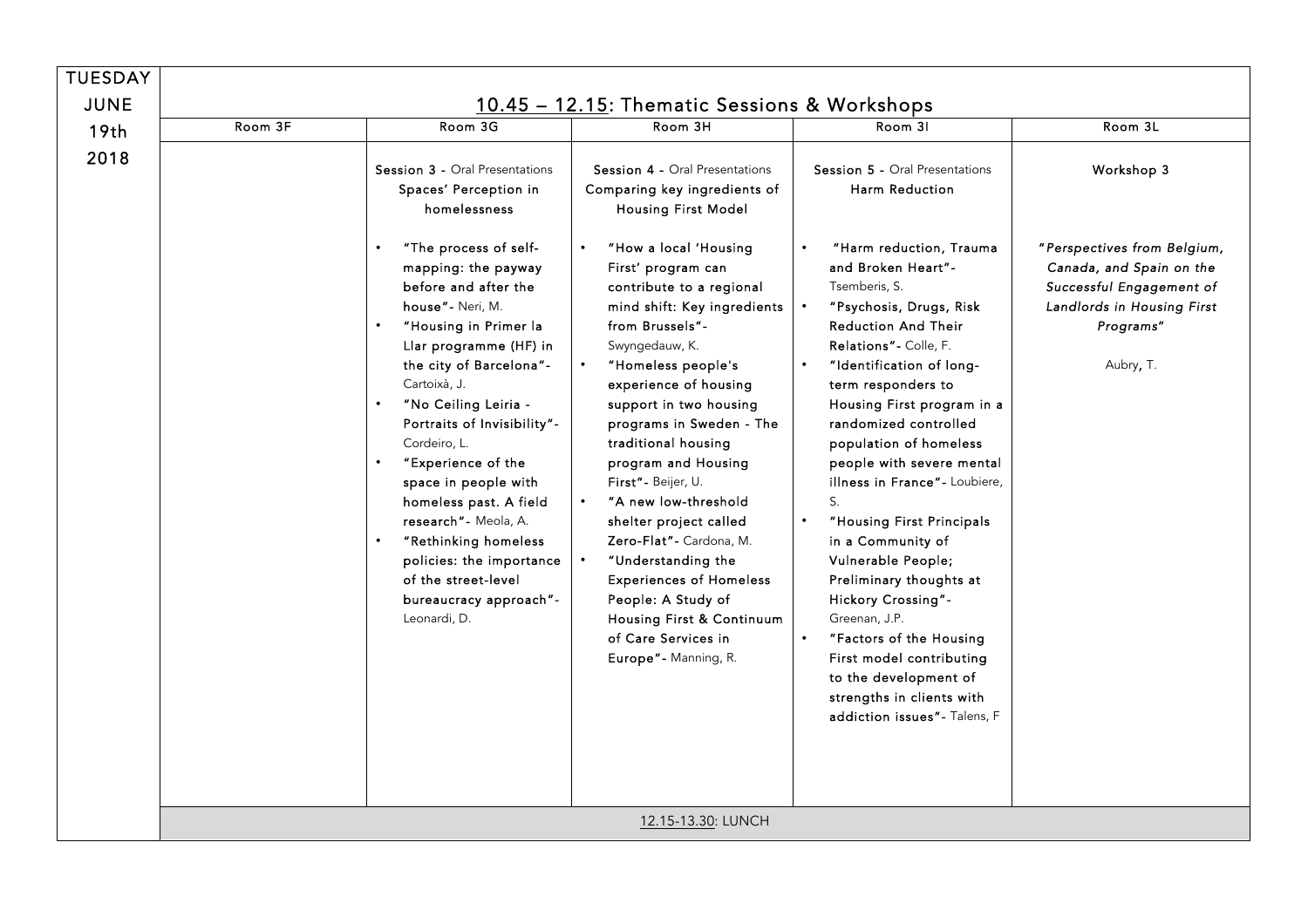| TUESDAY JUNE 19th 2018 | 10.45 – 12.15: Thematic Sessions & Workshops | | | | |
|---|---|---|---|---|---|
| | Room 3F | Room 3G | Room 3H | Room 3I | Room 3L |
| | | Session 3 - Oral Presentations<br>Spaces' Perception in homelessness<br><br>• "The process of self-mapping: the payway before and after the house"- Neri, M.<br>• "Housing in Primer la Llar programme (HF) in the city of Barcelona"- Cartoixà, J.<br>• "No Ceiling Leiria - Portraits of Invisibility"- Cordeiro, L.<br>• "Experience of the space in people with homeless past. A field research"- Meola, A.<br>• "Rethinking homeless policies: the importance of the street-level bureaucracy approach"- Leonardi, D. | Session 4 - Oral Presentations<br>Comparing key ingredients of Housing First Model<br><br>• "How a local 'Housing First' program can contribute to a regional mind shift: Key ingredients from Brussels"- Swyngedauw, K.<br>• "Homeless people's experience of housing support in two housing programs in Sweden - The traditional housing program and Housing First"- Beijer, U.<br>• "A new low-threshold shelter project called Zero-Flat"- Cardona, M.<br>• "Understanding the Experiences of Homeless People: A Study of Housing First & Continuum of Care Services in Europe"- Manning, R. | Session 5 - Oral Presentations<br>Harm Reduction<br><br>• "Harm reduction, Trauma and Broken Heart"- Tsemberis, S.<br>• "Psychosis, Drugs, Risk Reduction And Their Relations"- Colle, F.<br>• "Identification of long-term responders to Housing First program in a randomized controlled population of homeless people with severe mental illness in France"- Loubiere, S.<br>• "Housing First Principals in a Community of Vulnerable People; Preliminary thoughts at Hickory Crossing"- Greenan, J.P.<br>• "Factors of the Housing First model contributing to the development of strengths in clients with addiction issues"- Talens, F | Workshop 3<br><br>*"Perspectives from Belgium, Canada, and Spain on the Successful Engagement of Landlords in Housing First Programs"*<br><br>Aubry, T. |
| | 12.15-13.30: LUNCH | | | | |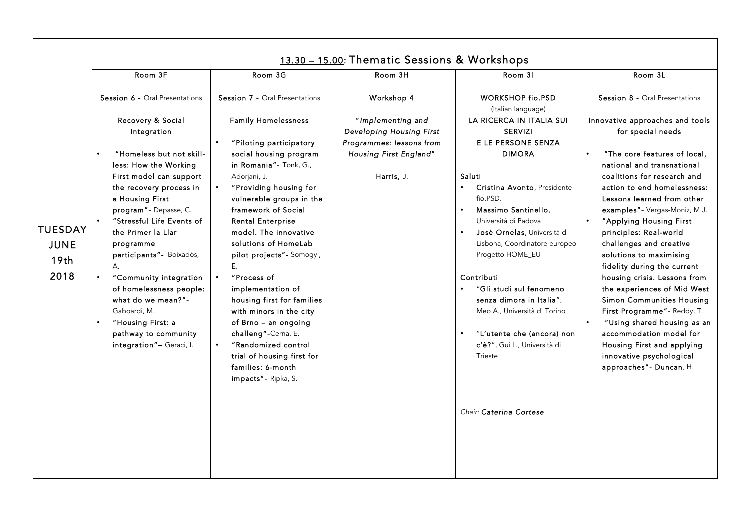| TUESDAY JUNE 19th 2018 | 13.30 – 15.00: Thematic Sessions & Workshops | | | | |
|---|---|---|---|---|---|
| | Room 3F | Room 3G | Room 3H | Room 3I | Room 3L |
| | Session 6 - Oral Presentations<br><br>Recovery & Social Integration<br><br>• "Homeless but not skill-less: How the Working First model can support the recovery process in a Housing First program"- Depasse, C.<br>• "Stressful Life Events of the Primer la Llar programme participants"- Boixadós, A.<br>• "Community integration of homelessness people: what do we mean?"- Gaboardi, M.<br>• "Housing First: a pathway to community integration"– Geraci, I. | Session 7 - Oral Presentations<br><br>Family Homelessness<br><br>• "Piloting participatory social housing program in Romania"- Tonk, G., Adorjani, J.<br>• "Providing housing for vulnerable groups in the framework of Social Rental Enterprise model. The innovative solutions of HomeLab pilot projects"- Somogyi, E.<br>• "Process of implementation of housing first for families with minors in the city of Brno – an ongoing challeng"-Cerna, E.<br>• "Randomized control trial of housing first for families: 6-month impacts"- Ripka, S. | Workshop 4<br><br>*"Implementing and Developing Housing First Programmes: lessons from Housing First England"*<br><br>Harris, J. | WORKSHOP fio.PSD<br>(Italian language)<br>LA RICERCA IN ITALIA SUI SERVIZI E LE PERSONE SENZA DIMORA<br><br>Saluti<br>• Cristina Avonto, Presidente fio.PSD.<br>• Massimo Santinello, Università di Padova<br>• Josè Ornelas, Università di Lisbona, Coordinatore europeo Progetto HOME_EU<br><br>Contributi<br>• "Gli studi sul fenomeno senza dimora in Italia", Meo A., Università di Torino<br>• "L'utente che (ancora) non c'è?", Gui L., Università di Trieste<br><br>*Chair: Caterina Cortese* | Session 8 - Oral Presentations<br><br>Innovative approaches and tools for special needs<br><br>• "The core features of local, national and transnational coalitions for research and action to end homelessness: Lessons learned from other examples"- Vergas-Moniz, M.J.<br>• "Applying Housing First principles: Real-world challenges and creative solutions to maximising fidelity during the current housing crisis. Lessons from the experiences of Mid West Simon Communities Housing First Programme"- Reddy, T.<br>• "Using shared housing as an accommodation model for Housing First and applying innovative psychological approaches"- Duncan, H. |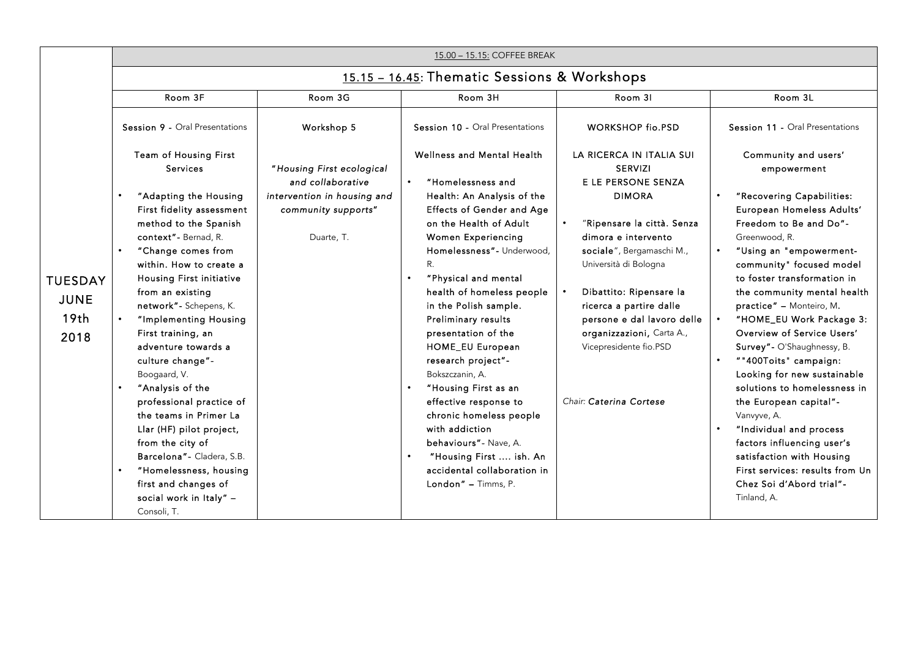| TUESDAY JUNE 19th 2018 | 15.00 – 15.15: COFFEE BREAK | | | | |
|---|---|---|---|---|---|
| | **15.15 – 16.45: Thematic Sessions & Workshops** | | | | |
| | Room 3F | Room 3G | Room 3H | Room 3I | Room 3L |
| | **Session 9** - Oral Presentations<br><br>**Team of Housing First Services**<br><br>• **"Adapting the Housing First fidelity assessment method to the Spanish context"**- Bernad, R.<br>• **"Change comes from within. How to create a Housing First initiative from an existing network"**- Schepens, K.<br>• **"Implementing Housing First training, an adventure towards a culture change"**- Boogaard, V.<br>• **"Analysis of the professional practice of the teams in Primer La Llar (HF) pilot project, from the city of Barcelona"**- Cladera, S.B.<br>• **"Homelessness, housing first and changes of social work in Italy"** – Consoli, T. | **Workshop 5**<br><br>*"Housing First ecological and collaborative intervention in housing and community supports"*<br><br>Duarte, T. | **Session 10** - Oral Presentations<br><br>**Wellness and Mental Health**<br><br>• **"Homelessness and Health: An Analysis of the Effects of Gender and Age on the Health of Adult Women Experiencing Homelessness"**- Underwood, R.<br>• **"Physical and mental health of homeless people in the Polish sample. Preliminary results presentation of the HOME_EU European research project"**- Bokszczanin, A.<br>• **"Housing First as an effective response to chronic homeless people with addiction behaviours"**- Nave, A.<br>• **"Housing First .... ish. An accidental collaboration in London"** – Timms, P. | **WORKSHOP fio.PSD**<br><br>**LA RICERCA IN ITALIA SUI SERVIZI E LE PERSONE SENZA DIMORA**<br><br>• **"Ripensare la città. Senza dimora e intervento sociale"**, Bergamaschi M., Università di Bologna<br>• **Dibattito: Ripensare la ricerca a partire dalle persone e dal lavoro delle organizzazioni,** Carta A., Vicepresidente fio.PSD<br><br>*Chair:* ***Caterina Cortese*** | **Session 11** - Oral Presentations<br><br>**Community and users' empowerment**<br><br>• **"Recovering Capabilities: European Homeless Adults' Freedom to Be and Do"**- Greenwood, R.<br>• **"Using an "empowerment-community" focused model to foster transformation in the community mental health practice"** – Monteiro, M.<br>• **"HOME_EU Work Package 3: Overview of Service Users' Survey"**- O'Shaughnessy, B.<br>• **""400Toits" campaign: Looking for new sustainable solutions to homelessness in the European capital"**- Vanvyve, A.<br>• **"Individual and process factors influencing user's satisfaction with Housing First services: results from Un Chez Soi d'Abord trial"**- Tinland, A. |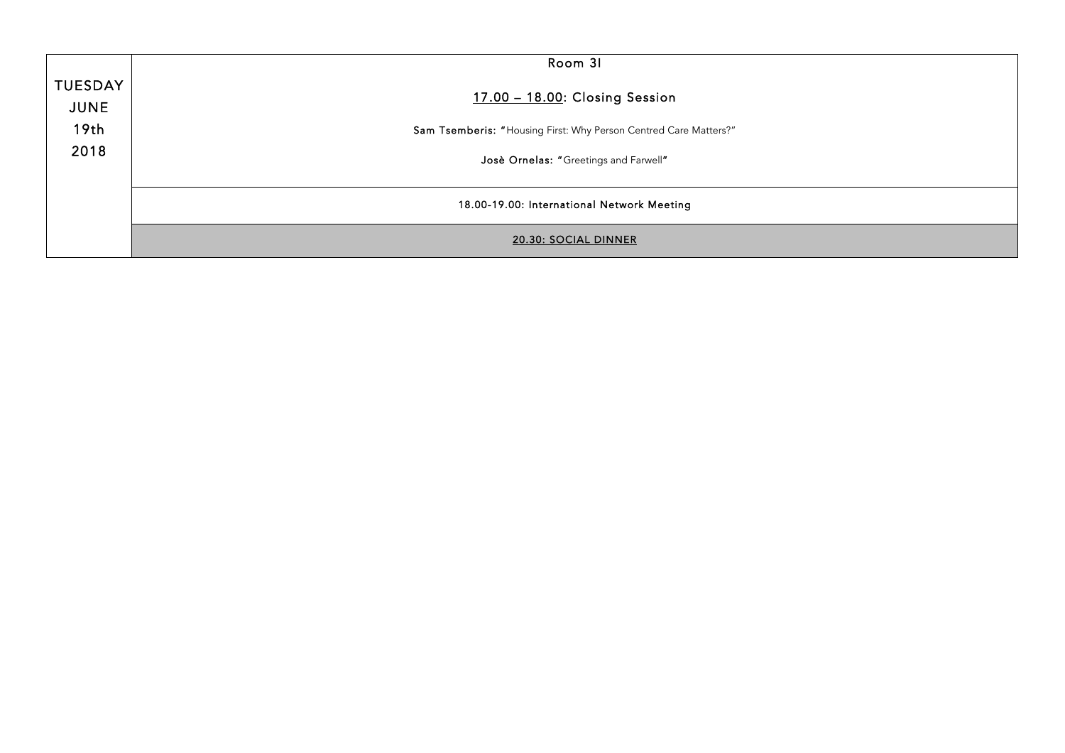| | |
|---|---|
| TUESDAY JUNE 19th 2018 | Room 3I<br><br>17.00 – 18.00: Closing Session<br><br>**Sam Tsemberis:** "Housing First: Why Person Centred Care Matters?"<br><br>**Josè Ornelas:** "Greetings and Farwell" |
| | 18.00-19.00: International Network Meeting |
| | 20.30: SOCIAL DINNER |